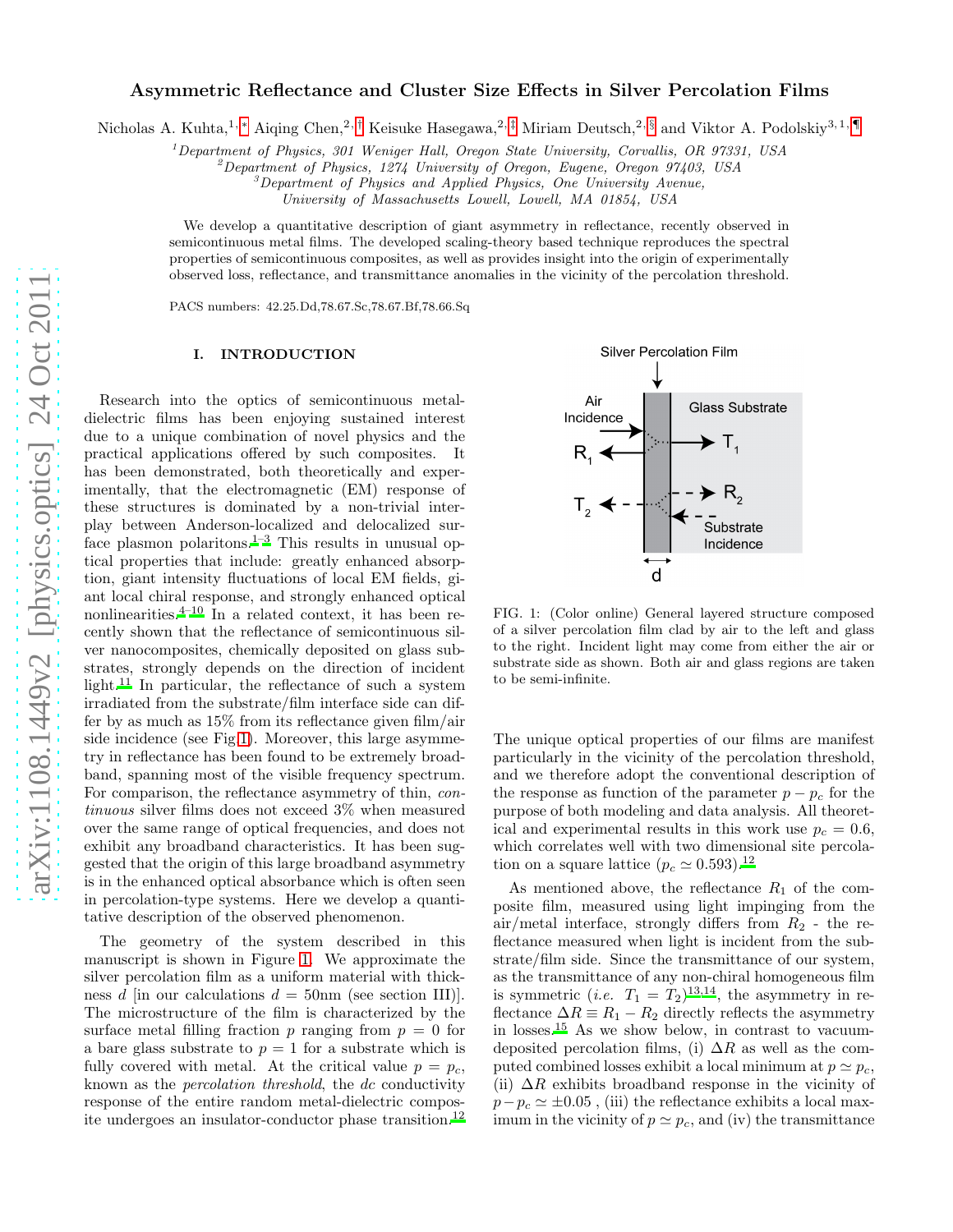# Asymmetric Reflectance and Cluster Size Effects in Silver Percolation Films

Nicholas A. Kuhta,[1,*] Aiqing Chen,[2,†] Keisuke Hasegawa,[2,‡] Miriam Deutsch,[2,§] and Viktor A. Podolskiy[3,1,¶]

[1]*Department of Physics, 301 Weniger Hall, Oregon State University, Corvallis, OR 97331, USA*
[2]*Department of Physics, 1274 University of Oregon, Eugene, Oregon 97403, USA*
[3]*Department of Physics and Applied Physics, One University Avenue, University of Massachusetts Lowell, Lowell, MA 01854, USA*

We develop a quantitative description of giant asymmetry in reflectance, recently observed in semicontinuous metal films. The developed scaling-theory based technique reproduces the spectral properties of semicontinuous composites, as well as provides insight into the origin of experimentally observed loss, reflectance, and transmittance anomalies in the vicinity of the percolation threshold.

PACS numbers: 42.25.Dd,78.67.Sc,78.67.Bf,78.66.Sq

## I. INTRODUCTION

Research into the optics of semicontinuous metal-dielectric films has been enjoying sustained interest due to a unique combination of novel physics and the practical applications offered by such composites. It has been demonstrated, both theoretically and experimentally, that the electromagnetic (EM) response of these structures is dominated by a non-trivial interplay between Anderson-localized and delocalized surface plasmon polaritons.[1–3] This results in unusual optical properties that include: greatly enhanced absorption, giant intensity fluctuations of local EM fields, giant local chiral response, and strongly enhanced optical nonlinearities.[4–10] In a related context, it has been recently shown that the reflectance of semicontinuous silver nanocomposites, chemically deposited on glass substrates, strongly depends on the direction of incident light.[11] In particular, the reflectance of such a system irradiated from the substrate/film interface side can differ by as much as 15% from its reflectance given film/air side incidence (see Fig 1). Moreover, this large asymmetry in reflectance has been found to be extremely broadband, spanning most of the visible frequency spectrum. For comparison, the reflectance asymmetry of thin, *continuous* silver films does not exceed 3% when measured over the same range of optical frequencies, and does not exhibit any broadband characteristics. It has been suggested that the origin of this large broadband asymmetry is in the enhanced optical absorbance which is often seen in percolation-type systems. Here we develop a quantitative description of the observed phenomenon.

The geometry of the system described in this manuscript is shown in Figure 1. We approximate the silver percolation film as a uniform material with thickness $d$ [in our calculations $d = 50$nm (see section III)]. The microstructure of the film is characterized by the surface metal filling fraction $p$ ranging from $p = 0$ for a bare glass substrate to $p = 1$ for a substrate which is fully covered with metal. At the critical value $p = p_c$, known as the *percolation threshold*, the *dc* conductivity response of the entire random metal-dielectric composite undergoes an insulator-conductor phase transition.[12]

FIG. 1: (Color online) General layered structure composed of a silver percolation film clad by air to the left and glass to the right. Incident light may come from either the air or substrate side as shown. Both air and glass regions are taken to be semi-infinite.

The unique optical properties of our films are manifest particularly in the vicinity of the percolation threshold, and we therefore adopt the conventional description of the response as function of the parameter $p - p_c$ for the purpose of both modeling and data analysis. All theoretical and experimental results in this work use $p_c = 0.6$, which correlates well with two dimensional site percolation on a square lattice ($p_c \simeq 0.593$).[12]

As mentioned above, the reflectance $R_1$ of the composite film, measured using light impinging from the air/metal interface, strongly differs from $R_2$ - the reflectance measured when light is incident from the substrate/film side. Since the transmittance of our system, as the transmittance of any non-chiral homogeneous film is symmetric (*i.e.* $T_1 = T_2$)[13,14], the asymmetry in reflectance $\Delta R \equiv R_1 - R_2$ directly reflects the asymmetry in losses.[15] As we show below, in contrast to vacuum-deposited percolation films, (i) $\Delta R$ as well as the computed combined losses exhibit a local minimum at $p \simeq p_c$, (ii) $\Delta R$ exhibits broadband response in the vicinity of $p - p_c \simeq \pm 0.05$ , (iii) the reflectance exhibits a local maximum in the vicinity of $p \simeq p_c$, and (iv) the transmittance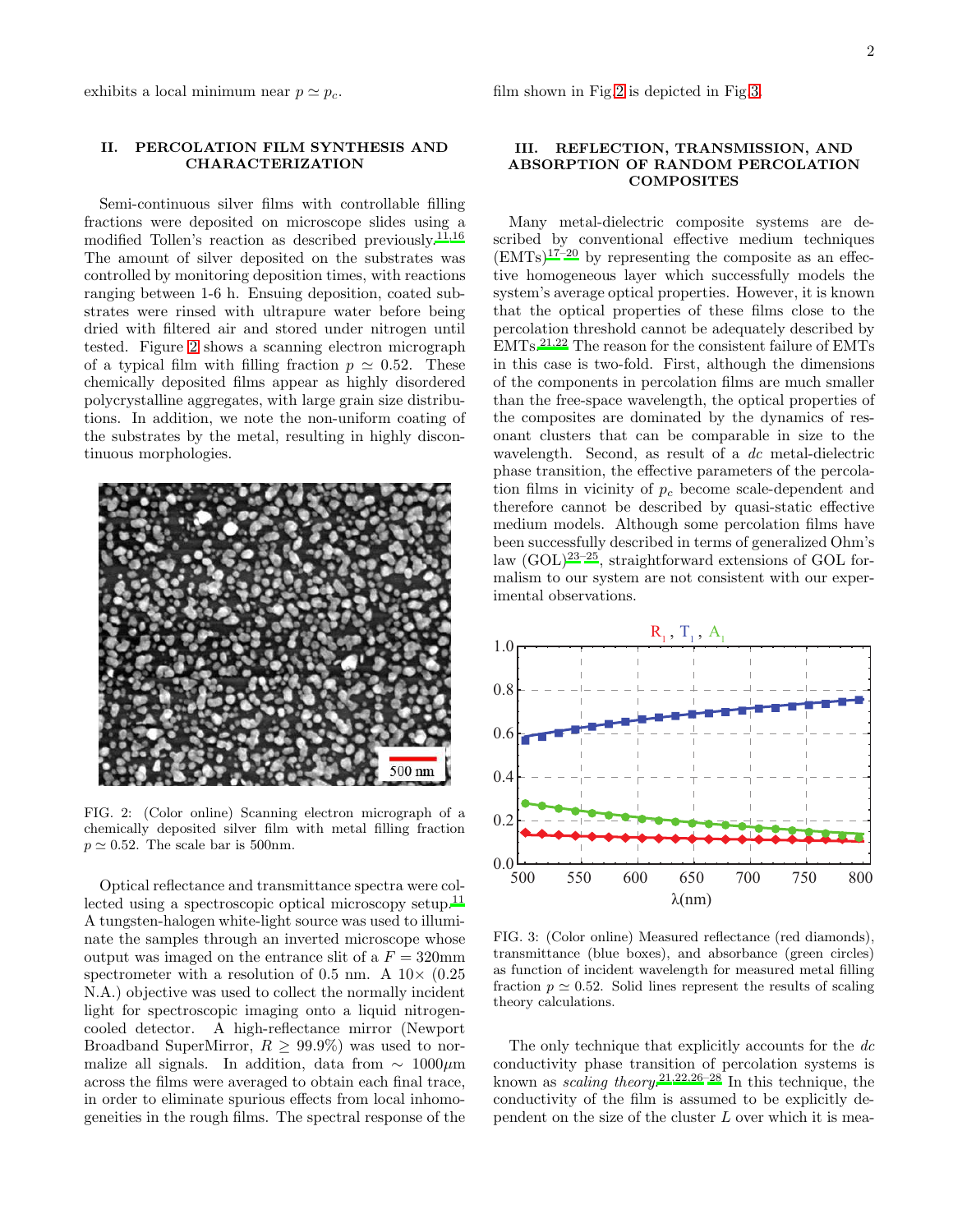exhibits a local minimum near $p \simeq p_c$.

## II. PERCOLATION FILM SYNTHESIS AND CHARACTERIZATION

Semi-continuous silver films with controllable filling fractions were deposited on microscope slides using a modified Tollen's reaction as described previously.[11,16] The amount of silver deposited on the substrates was controlled by monitoring deposition times, with reactions ranging between 1-6 h. Ensuing deposition, coated substrates were rinsed with ultrapure water before being dried with filtered air and stored under nitrogen until tested. Figure 2 shows a scanning electron micrograph of a typical film with filling fraction $p \simeq 0.52$. These chemically deposited films appear as highly disordered polycrystalline aggregates, with large grain size distributions. In addition, we note the non-uniform coating of the substrates by the metal, resulting in highly discontinuous morphologies.

FIG. 2: (Color online) Scanning electron micrograph of a chemically deposited silver film with metal filling fraction $p \simeq 0.52$. The scale bar is 500nm.

Optical reflectance and transmittance spectra were collected using a spectroscopic optical microscopy setup.[11] A tungsten-halogen white-light source was used to illuminate the samples through an inverted microscope whose output was imaged on the entrance slit of a $F = 320$mm spectrometer with a resolution of 0.5 nm. A 10× (0.25 N.A.) objective was used to collect the normally incident light for spectroscopic imaging onto a liquid nitrogen-cooled detector. A high-reflectance mirror (Newport Broadband SuperMirror, $R \geq 99.9\%$) was used to normalize all signals. In addition, data from $\sim 1000\mu$m across the films were averaged to obtain each final trace, in order to eliminate spurious effects from local inhomogeneities in the rough films. The spectral response of the film shown in Fig.2 is depicted in Fig.3.

## III. REFLECTION, TRANSMISSION, AND ABSORPTION OF RANDOM PERCOLATION COMPOSITES

Many metal-dielectric composite systems are described by conventional effective medium techniques (EMTs)[17–20] by representing the composite as an effective homogeneous layer which successfully models the system's average optical properties. However, it is known that the optical properties of these films close to the percolation threshold cannot be adequately described by EMTs.[21,22] The reason for the consistent failure of EMTs in this case is two-fold. First, although the dimensions of the components in percolation films are much smaller than the free-space wavelength, the optical properties of the composites are dominated by the dynamics of resonant clusters that can be comparable in size to the wavelength. Second, as result of a *dc* metal-dielectric phase transition, the effective parameters of the percolation films in vicinity of $p_c$ become scale-dependent and therefore cannot be described by quasi-static effective medium models. Although some percolation films have been successfully described in terms of generalized Ohm's law (GOL)[23–25], straightforward extensions of GOL formalism to our system are not consistent with our experimental observations.

FIG. 3: (Color online) Measured reflectance (red diamonds), transmittance (blue boxes), and absorbance (green circles) as function of incident wavelength for measured metal filling fraction $p \simeq 0.52$. Solid lines represent the results of scaling theory calculations.

The only technique that explicitly accounts for the *dc* conductivity phase transition of percolation systems is known as *scaling theory*.[21,22,26–28] In this technique, the conductivity of the film is assumed to be explicitly dependent on the size of the cluster $L$ over which it is mea-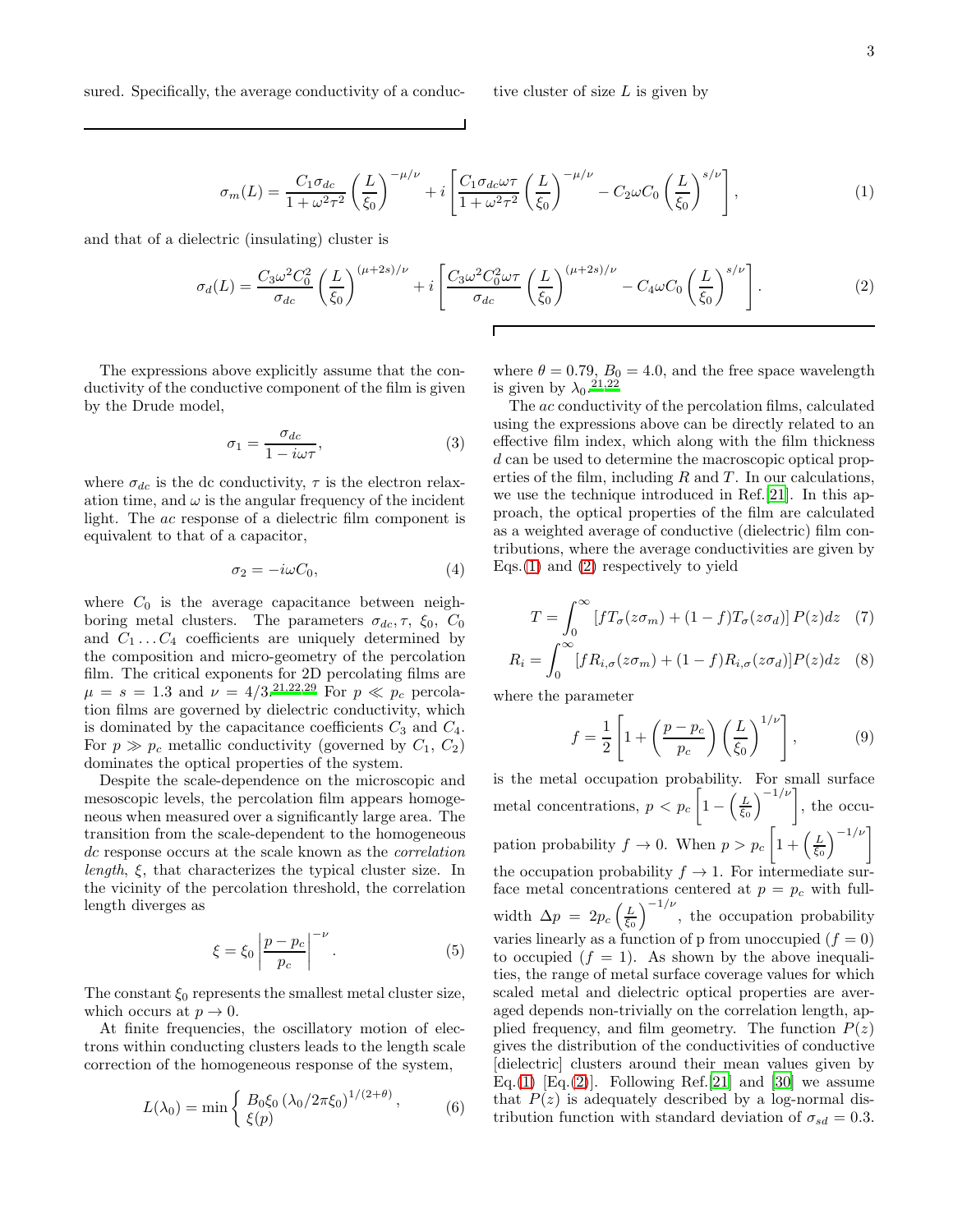sured. Specifically, the average conductivity of a conductive cluster of size $L$ is given by

$$\sigma_m(L) = \frac{C_1\sigma_{dc}}{1+\omega^2\tau^2}\left(\frac{L}{\xi_0}\right)^{-\mu/\nu} + i\left[\frac{C_1\sigma_{dc}\omega\tau}{1+\omega^2\tau^2}\left(\frac{L}{\xi_0}\right)^{-\mu/\nu} - C_2\omega C_0\left(\frac{L}{\xi_0}\right)^{s/\nu}\right], \tag{1}$$

and that of a dielectric (insulating) cluster is

$$\sigma_d(L) = \frac{C_3\omega^2C_0^2}{\sigma_{dc}}\left(\frac{L}{\xi_0}\right)^{(\mu+2s)/\nu} + i\left[\frac{C_3\omega^2C_0^2\omega\tau}{\sigma_{dc}}\left(\frac{L}{\xi_0}\right)^{(\mu+2s)/\nu} - C_4\omega C_0\left(\frac{L}{\xi_0}\right)^{s/\nu}\right]. \tag{2}$$

The expressions above explicitly assume that the conductivity of the conductive component of the film is given by the Drude model,

$$\sigma_1 = \frac{\sigma_{dc}}{1-i\omega\tau}, \tag{3}$$

where $\sigma_{dc}$ is the dc conductivity, $\tau$ is the electron relaxation time, and $\omega$ is the angular frequency of the incident light. The *ac* response of a dielectric film component is equivalent to that of a capacitor,

$$\sigma_2 = -i\omega C_0, \tag{4}$$

where $C_0$ is the average capacitance between neighboring metal clusters. The parameters $\sigma_{dc}, \tau,\ \xi_0,\ C_0$ and $C_1 \ldots C_4$ coefficients are uniquely determined by the composition and micro-geometry of the percolation film. The critical exponents for 2D percolating films are $\mu = s = 1.3$ and $\nu = 4/3$.[21,22,29] For $p \ll p_c$ percolation films are governed by dielectric conductivity, which is dominated by the capacitance coefficients $C_3$ and $C_4$. For $p \gg p_c$ metallic conductivity (governed by $C_1$, $C_2$) dominates the optical properties of the system.

Despite the scale-dependence on the microscopic and mesoscopic levels, the percolation film appears homogeneous when measured over a significantly large area. The transition from the scale-dependent to the homogeneous *dc* response occurs at the scale known as the *correlation length*, $\xi$, that characterizes the typical cluster size. In the vicinity of the percolation threshold, the correlation length diverges as

$$\xi = \xi_0\left|\frac{p-p_c}{p_c}\right|^{-\nu}. \tag{5}$$

The constant $\xi_0$ represents the smallest metal cluster size, which occurs at $p \to 0$.

At finite frequencies, the oscillatory motion of electrons within conducting clusters leads to the length scale correction of the homogeneous response of the system,

$$L(\lambda_0) = \min\begin{cases} B_0\xi_0\left(\lambda_0/2\pi\xi_0\right)^{1/(2+\theta)}, \\ \xi(p) \end{cases} \tag{6}$$

where $\theta = 0.79$, $B_0 = 4.0$, and the free space wavelength is given by $\lambda_0$.[21,22]

The *ac* conductivity of the percolation films, calculated using the expressions above can be directly related to an effective film index, which along with the film thickness $d$ can be used to determine the macroscopic optical properties of the film, including $R$ and $T$. In our calculations, we use the technique introduced in Ref.[21]. In this approach, the optical properties of the film are calculated as a weighted average of conductive (dielectric) film contributions, where the average conductivities are given by Eqs.(1) and (2) respectively to yield

$$T = \int_0^\infty \left[fT_\sigma(z\sigma_m) + (1-f)T_\sigma(z\sigma_d)\right]P(z)dz \tag{7}$$

$$R_i = \int_0^\infty [fR_{i,\sigma}(z\sigma_m) + (1-f)R_{i,\sigma}(z\sigma_d)]P(z)dz \tag{8}$$

where the parameter

$$f = \frac{1}{2}\left[1 + \left(\frac{p-p_c}{p_c}\right)\left(\frac{L}{\xi_0}\right)^{1/\nu}\right], \tag{9}$$

is the metal occupation probability. For small surface metal concentrations, $p < p_c\left[1-\left(\frac{L}{\xi_0}\right)^{-1/\nu}\right]$, the occupation probability $f \to 0$. When $p > p_c\left[1+\left(\frac{L}{\xi_0}\right)^{-1/\nu}\right]$ the occupation probability $f \to 1$. For intermediate surface metal concentrations centered at $p = p_c$ with full-width $\Delta p = 2p_c\left(\frac{L}{\xi_0}\right)^{-1/\nu}$, the occupation probability varies linearly as a function of p from unoccupied ($f = 0$) to occupied ($f = 1$). As shown by the above inequalities, the range of metal surface coverage values for which scaled metal and dielectric optical properties are averaged depends non-trivially on the correlation length, applied frequency, and film geometry. The function $P(z)$ gives the distribution of the conductivities of conductive [dielectric] clusters around their mean values given by Eq.(1) [Eq.(2)]. Following Ref.[21] and [30] we assume that $P(z)$ is adequately described by a log-normal distribution function with standard deviation of $\sigma_{sd} = 0.3$.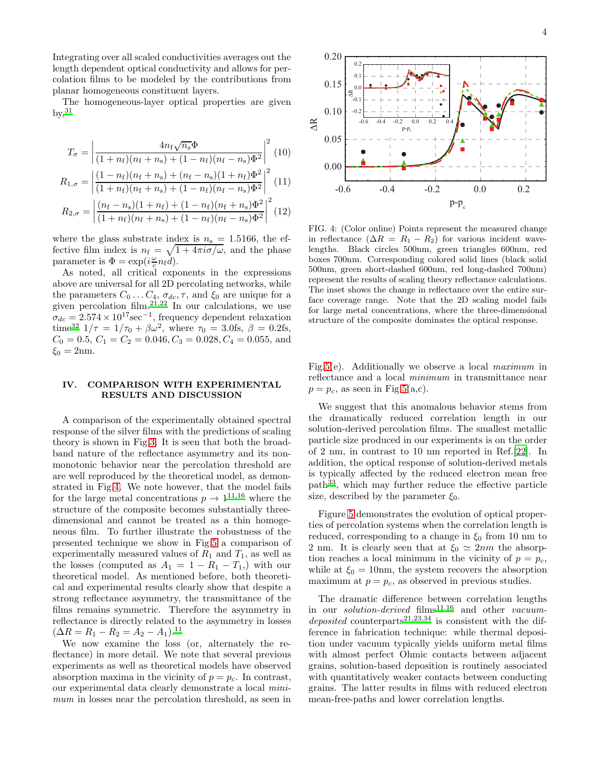Integrating over all scaled conductivities averages out the length dependent optical conductivity and allows for percolation films to be modeled by the contributions from planar homogeneous constituent layers.

The homogeneous-layer optical properties are given by,[31]

$$T_\sigma = \left| \frac{4 n_f \sqrt{n_s} \Phi}{(1+n_f)(n_f+n_s) + (1-n_f)(n_f-n_s)\Phi^2} \right|^2 \quad (10)$$

$$R_{1,\sigma} = \left| \frac{(1-n_f)(n_f+n_s) + (n_f-n_s)(1+n_f)\Phi^2}{(1+n_f)(n_f+n_s) + (1-n_f)(n_f-n_s)\Phi^2} \right|^2 \quad (11)$$

$$R_{2,\sigma} = \left| \frac{(n_f-n_s)(1+n_f) + (1-n_f)(n_f+n_s)\Phi^2}{(1+n_f)(n_f+n_s) + (1-n_f)(n_f-n_s)\Phi^2} \right|^2 \quad (12)$$

where the glass substrate index is $n_s = 1.5166$, the effective film index is $n_f = \sqrt{1 + 4\pi i \sigma/\omega}$, and the phase parameter is $\Phi = \exp(i \frac{\omega}{c} n_f d)$.

As noted, all critical exponents in the expressions above are universal for all 2D percolating networks, while the parameters $C_0 \ldots C_4$, $\sigma_{dc}$, $\tau$, and $\xi_0$ are unique for a given percolation film.[21,22] In our calculations, we use $\sigma_{dc} = 2.574 \times 10^{17}\text{sec}^{-1}$, frequency dependent relaxation time[32] $1/\tau = 1/\tau_0 + \beta\omega^2$, where $\tau_0 = 3.0$fs, $\beta = 0.2$fs, $C_0 = 0.5$, $C_1 = C_2 = 0.046$, $C_3 = 0.028$, $C_4 = 0.055$, and $\xi_0 = 2$nm.

## IV. COMPARISON WITH EXPERIMENTAL RESULTS AND DISCUSSION

A comparison of the experimentally obtained spectral response of the silver films with the predictions of scaling theory is shown in Fig.3. It is seen that both the broadband nature of the reflectance asymmetry and its non-monotonic behavior near the percolation threshold are are well reproduced by the theoretical model, as demonstrated in Fig.4. We note however, that the model fails for the large metal concentrations $p \to 1$[11,16] where the structure of the composite becomes substantially three-dimensional and cannot be treated as a thin homogeneous film. To further illustrate the robustness of the presented technique we show in Fig.5 a comparison of experimentally measured values of $R_1$ and $T_1$, as well as the losses (computed as $A_1 = 1 - R_1 - T_1$,) with our theoretical model. As mentioned before, both theoretical and experimental results clearly show that despite a strong reflectance asymmetry, the transmittance of the films remains symmetric. Therefore the asymmetry in reflectance is directly related to the asymmetry in losses ($\Delta R = R_1 - R_2 = A_2 - A_1$).[11]

We now examine the loss (or, alternately the reflectance) in more detail. We note that several previous experiments as well as theoretical models have observed absorption maxima in the vicinity of $p = p_c$. In contrast, our experimental data clearly demonstrate a local *minimum* in losses near the percolation threshold, as seen in Fig.5(e). Additionally we observe a local *maximum* in reflectance and a local *minimum* in transmittance near $p = p_c$, as seen in Fig.5(a,c).

FIG. 4: (Color online) Points represent the measured change in reflectance ($\Delta R = R_1 - R_2$) for various incident wavelengths. Black circles 500nm, green triangles 600nm, red boxes 700nm. Corresponding colored solid lines (black solid 500nm, green short-dashed 600nm, red long-dashed 700nm) represent the results of scaling theory reflectance calculations. The inset shows the change in reflectance over the entire surface coverage range. Note that the 2D scaling model fails for large metal concentrations, where the three-dimensional structure of the composite dominates the optical response.

We suggest that this anomalous behavior stems from the dramatically reduced correlation length in our solution-derived percolation films. The smallest metallic particle size produced in our experiments is on the order of 2 nm, in contrast to 10 nm reported in Ref.[22]. In addition, the optical response of solution-derived metals is typically affected by the reduced electron mean free path[33], which may further reduce the effective particle size, described by the parameter $\xi_0$.

Figure 5 demonstrates the evolution of optical properties of percolation systems when the correlation length is reduced, corresponding to a change in $\xi_0$ from 10 nm to 2 nm. It is clearly seen that at $\xi_0 \simeq 2nm$ the absorption reaches a local minimum in the vicinity of $p = p_c$, while at $\xi_0 = 10$nm, the system recovers the absorption maximum at $p = p_c$, as observed in previous studies.

The dramatic difference between correlation lengths in our *solution-derived* films[11,16] and other *vacuum-deposited* counterparts[21,23,34] is consistent with the difference in fabrication technique: while thermal deposition under vacuum typically yields uniform metal films with almost perfect Ohmic contacts between adjacent grains, solution-based deposition is routinely associated with quantitatively weaker contacts between conducting grains. The latter results in films with reduced electron mean-free-paths and lower correlation lengths.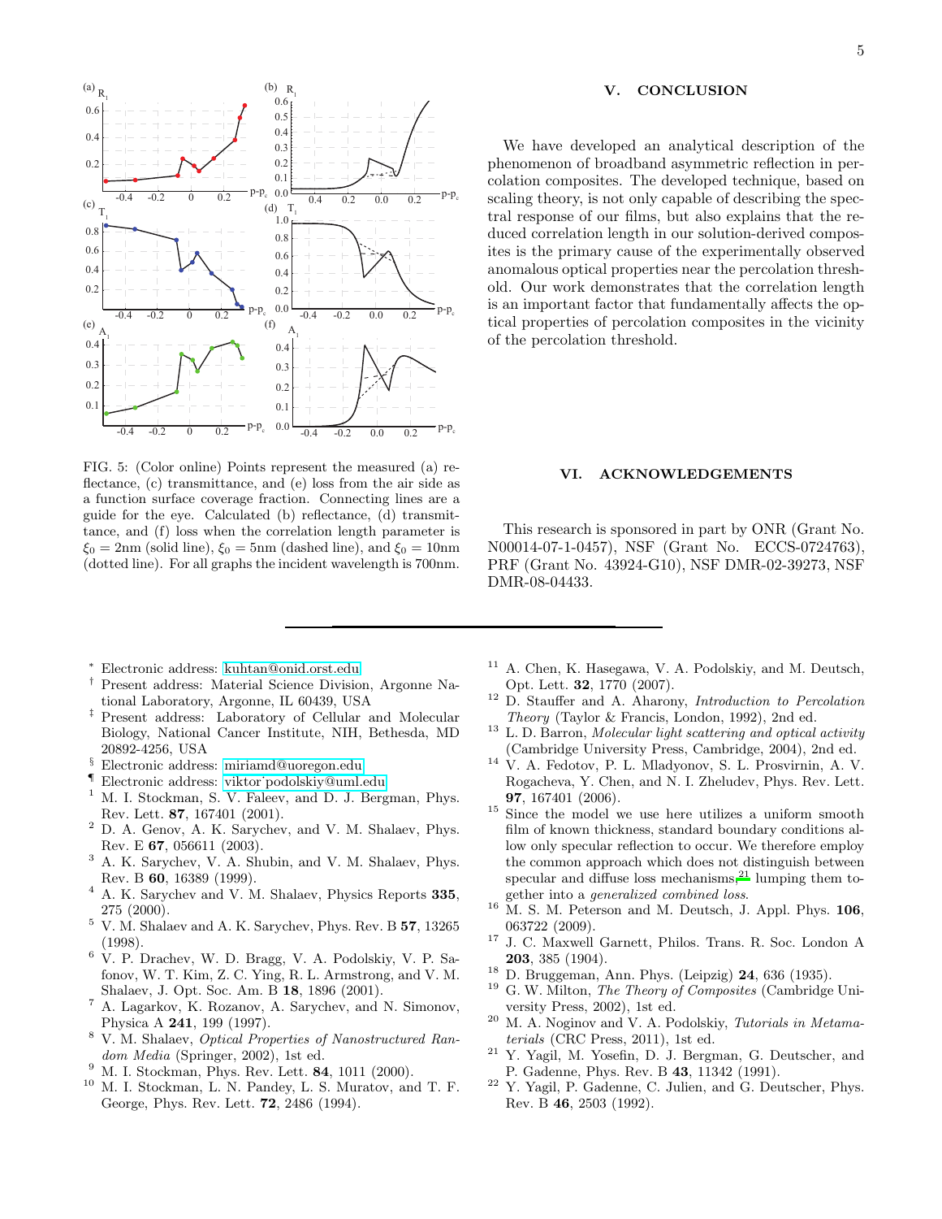FIG. 5: (Color online) Points represent the measured (a) reflectance, (c) transmittance, and (e) loss from the air side as a function surface coverage fraction. Connecting lines are a guide for the eye. Calculated (b) reflectance, (d) transmittance, and (f) loss when the correlation length parameter is $\xi_0 = 2$nm (solid line), $\xi_0 = 5$nm (dashed line), and $\xi_0 = 10$nm (dotted line). For all graphs the incident wavelength is 700nm.

## V. CONCLUSION

We have developed an analytical description of the phenomenon of broadband asymmetric reflection in percolation composites. The developed technique, based on scaling theory, is not only capable of describing the spectral response of our films, but also explains that the reduced correlation length in our solution-derived composites is the primary cause of the experimentally observed anomalous optical properties near the percolation threshold. Our work demonstrates that the correlation length is an important factor that fundamentally affects the optical properties of percolation composites in the vicinity of the percolation threshold.

## VI. ACKNOWLEDGEMENTS

This research is sponsored in part by ONR (Grant No. N00014-07-1-0457), NSF (Grant No. ECCS-0724763), PRF (Grant No. 43924-G10), NSF DMR-02-39273, NSF DMR-08-04433.

---

[*] Electronic address: kuhtan@onid.orst.edu
[†] Present address: Material Science Division, Argonne National Laboratory, Argonne, IL 60439, USA
[‡] Present address: Laboratory of Cellular and Molecular Biology, National Cancer Institute, NIH, Bethesda, MD 20892-4256, USA
[§] Electronic address: miriamd@uoregon.edu
[¶] Electronic address: viktor˙podolskiy@uml.edu

[1] M. I. Stockman, S. V. Faleev, and D. J. Bergman, Phys. Rev. Lett. **87**, 167401 (2001).
[2] D. A. Genov, A. K. Sarychev, and V. M. Shalaev, Phys. Rev. E **67**, 056611 (2003).
[3] A. K. Sarychev, V. A. Shubin, and V. M. Shalaev, Phys. Rev. B **60**, 16389 (1999).
[4] A. K. Sarychev and V. M. Shalaev, Physics Reports **335**, 275 (2000).
[5] V. M. Shalaev and A. K. Sarychev, Phys. Rev. B **57**, 13265 (1998).
[6] V. P. Drachev, W. D. Bragg, V. A. Podolskiy, V. P. Safonov, W. T. Kim, Z. C. Ying, R. L. Armstrong, and V. M. Shalaev, J. Opt. Soc. Am. B **18**, 1896 (2001).
[7] A. Lagarkov, K. Rozanov, A. Sarychev, and N. Simonov, Physica A **241**, 199 (1997).
[8] V. M. Shalaev, *Optical Properties of Nanostructured Random Media* (Springer, 2002), 1st ed.
[9] M. I. Stockman, Phys. Rev. Lett. **84**, 1011 (2000).
[10] M. I. Stockman, L. N. Pandey, L. S. Muratov, and T. F. George, Phys. Rev. Lett. **72**, 2486 (1994).
[11] A. Chen, K. Hasegawa, V. A. Podolskiy, and M. Deutsch, Opt. Lett. **32**, 1770 (2007).
[12] D. Stauffer and A. Aharony, *Introduction to Percolation Theory* (Taylor & Francis, London, 1992), 2nd ed.
[13] L. D. Barron, *Molecular light scattering and optical activity* (Cambridge University Press, Cambridge, 2004), 2nd ed.
[14] V. A. Fedotov, P. L. Mladyonov, S. L. Prosvirnin, A. V. Rogacheva, Y. Chen, and N. I. Zheludev, Phys. Rev. Lett. **97**, 167401 (2006).
[15] Since the model we use here utilizes a uniform smooth film of known thickness, standard boundary conditions allow only specular reflection to occur. We therefore employ the common approach which does not distinguish between specular and diffuse loss mechanisms,[21] lumping them together into a *generalized combined loss*.
[16] M. S. M. Peterson and M. Deutsch, J. Appl. Phys. **106**, 063722 (2009).
[17] J. C. Maxwell Garnett, Philos. Trans. R. Soc. London A **203**, 385 (1904).
[18] D. Bruggeman, Ann. Phys. (Leipzig) **24**, 636 (1935).
[19] G. W. Milton, *The Theory of Composites* (Cambridge University Press, 2002), 1st ed.
[20] M. A. Noginov and V. A. Podolskiy, *Tutorials in Metamaterials* (CRC Press, 2011), 1st ed.
[21] Y. Yagil, M. Yosefin, D. J. Bergman, G. Deutscher, and P. Gadenne, Phys. Rev. B **43**, 11342 (1991).
[22] Y. Yagil, P. Gadenne, C. Julien, and G. Deutscher, Phys. Rev. B **46**, 2503 (1992).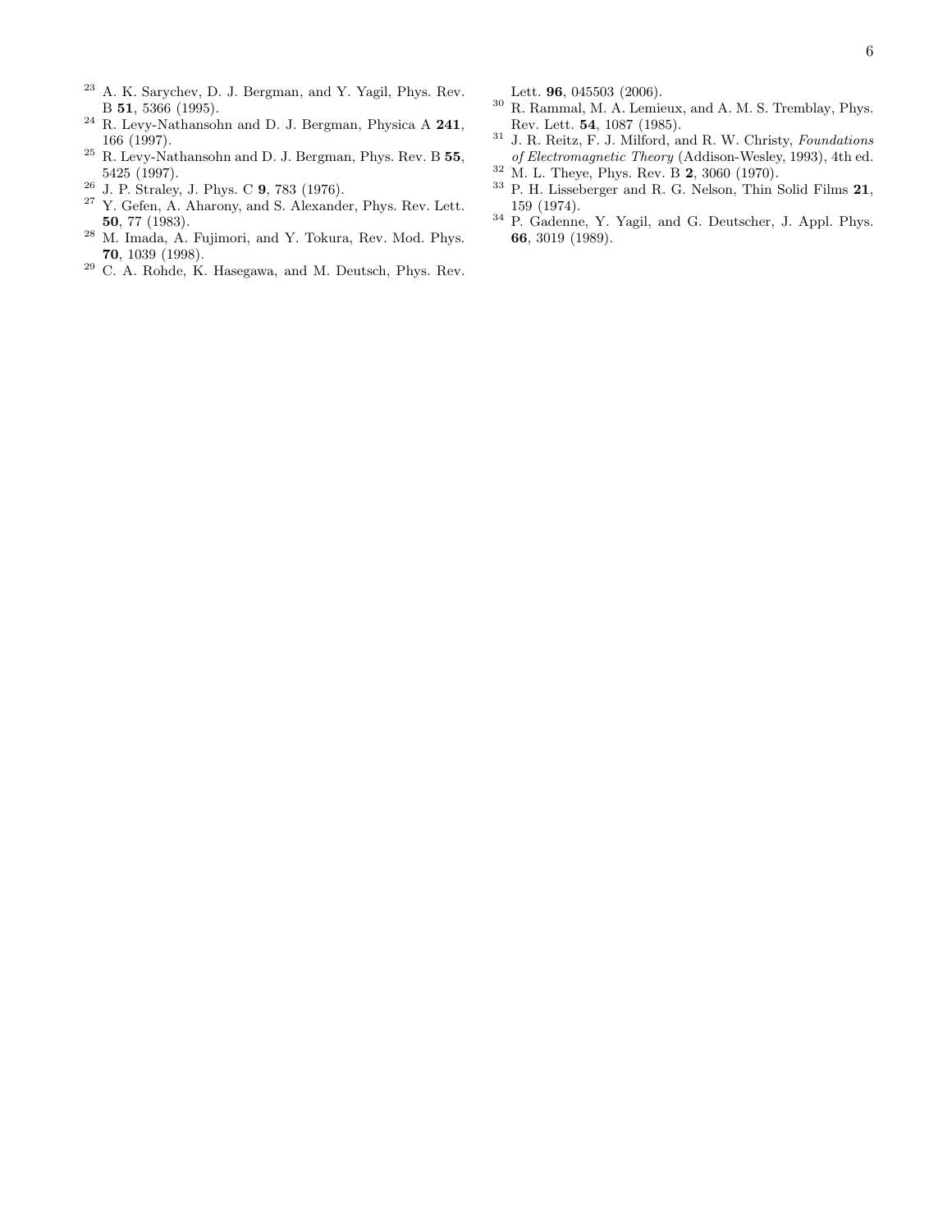[23] A. K. Sarychev, D. J. Bergman, and Y. Yagil, Phys. Rev. B **51**, 5366 (1995).

[24] R. Levy-Nathansohn and D. J. Bergman, Physica A **241**, 166 (1997).

[25] R. Levy-Nathansohn and D. J. Bergman, Phys. Rev. B **55**, 5425 (1997).

[26] J. P. Straley, J. Phys. C **9**, 783 (1976).

[27] Y. Gefen, A. Aharony, and S. Alexander, Phys. Rev. Lett. **50**, 77 (1983).

[28] M. Imada, A. Fujimori, and Y. Tokura, Rev. Mod. Phys. **70**, 1039 (1998).

[29] C. A. Rohde, K. Hasegawa, and M. Deutsch, Phys. Rev. Lett. **96**, 045503 (2006).

[30] R. Rammal, M. A. Lemieux, and A. M. S. Tremblay, Phys. Rev. Lett. **54**, 1087 (1985).

[31] J. R. Reitz, F. J. Milford, and R. W. Christy, *Foundations of Electromagnetic Theory* (Addison-Wesley, 1993), 4th ed.

[32] M. L. Theye, Phys. Rev. B **2**, 3060 (1970).

[33] P. H. Lisseberger and R. G. Nelson, Thin Solid Films **21**, 159 (1974).

[34] P. Gadenne, Y. Yagil, and G. Deutscher, J. Appl. Phys. **66**, 3019 (1989).